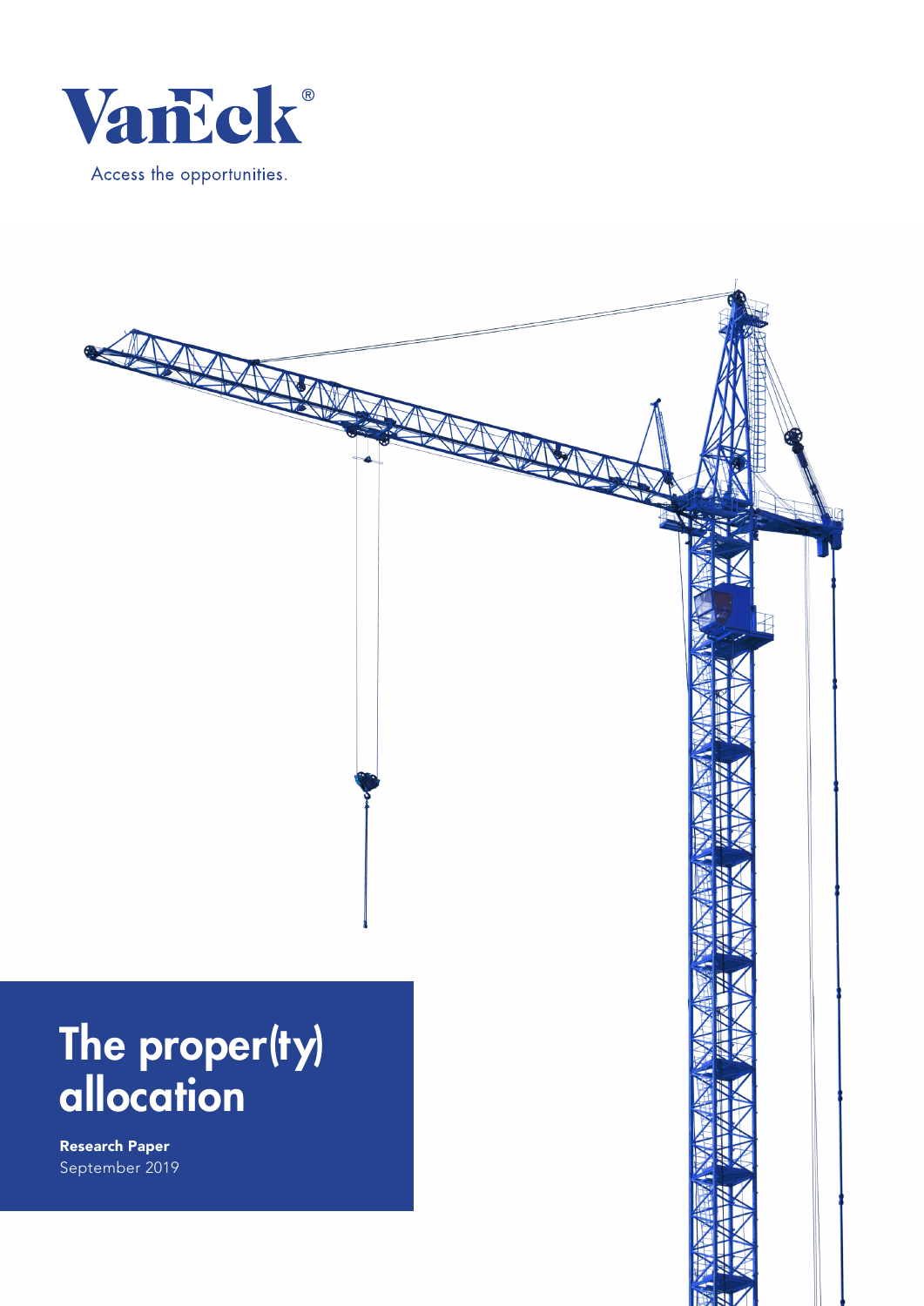VanEck®

Access the opportunities.

# The proper(ty) allocation

**Research Paper**

September 2019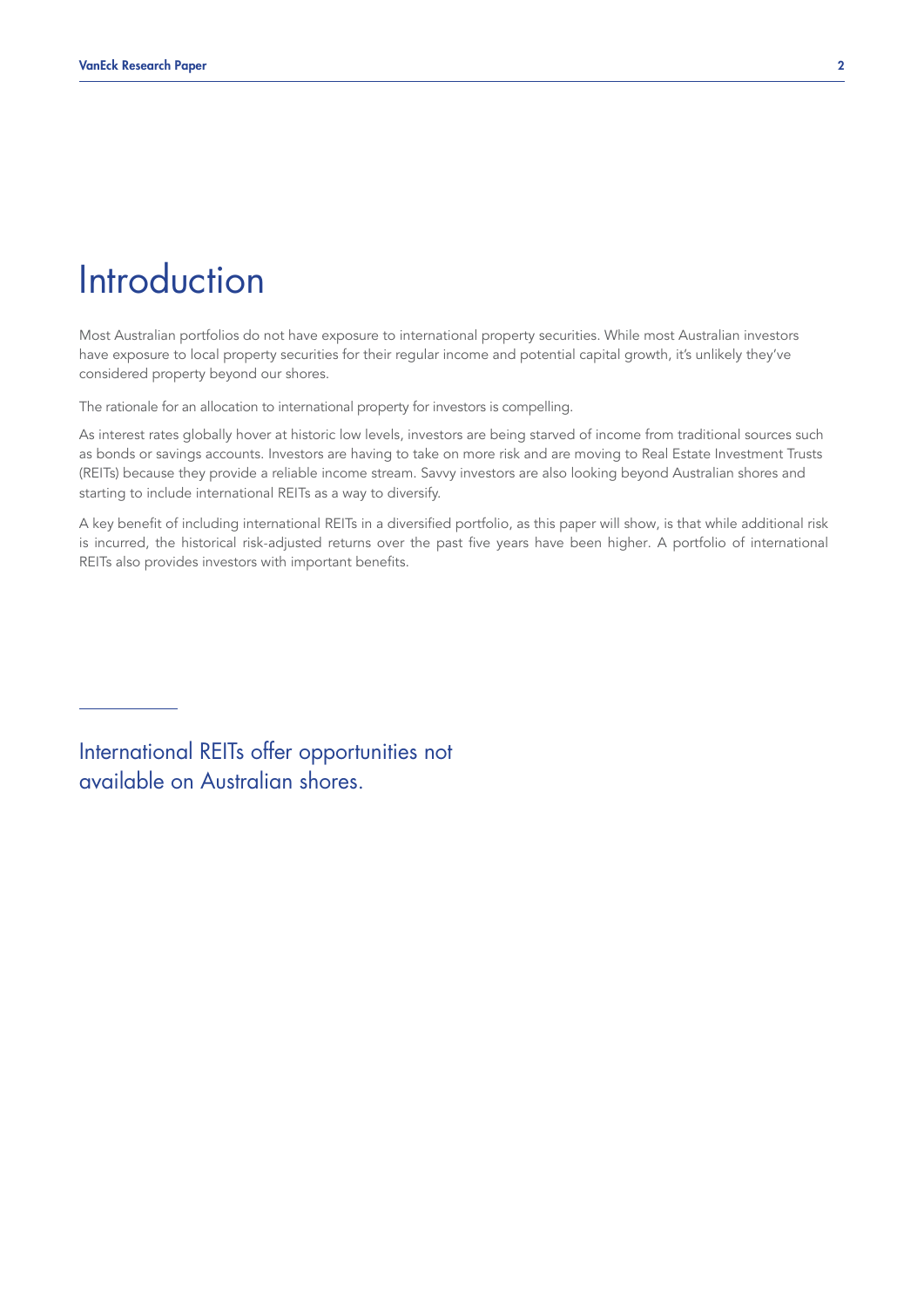# Introduction

Most Australian portfolios do not have exposure to international property securities. While most Australian investors have exposure to local property securities for their regular income and potential capital growth, it's unlikely they've considered property beyond our shores.

The rationale for an allocation to international property for investors is compelling.

As interest rates globally hover at historic low levels, investors are being starved of income from traditional sources such as bonds or savings accounts. Investors are having to take on more risk and are moving to Real Estate Investment Trusts (REITs) because they provide a reliable income stream. Savvy investors are also looking beyond Australian shores and starting to include international REITs as a way to diversify.

A key benefit of including international REITs in a diversified portfolio, as this paper will show, is that while additional risk is incurred, the historical risk-adjusted returns over the past five years have been higher. A portfolio of international REITs also provides investors with important benefits.

International REITs offer opportunities not available on Australian shores.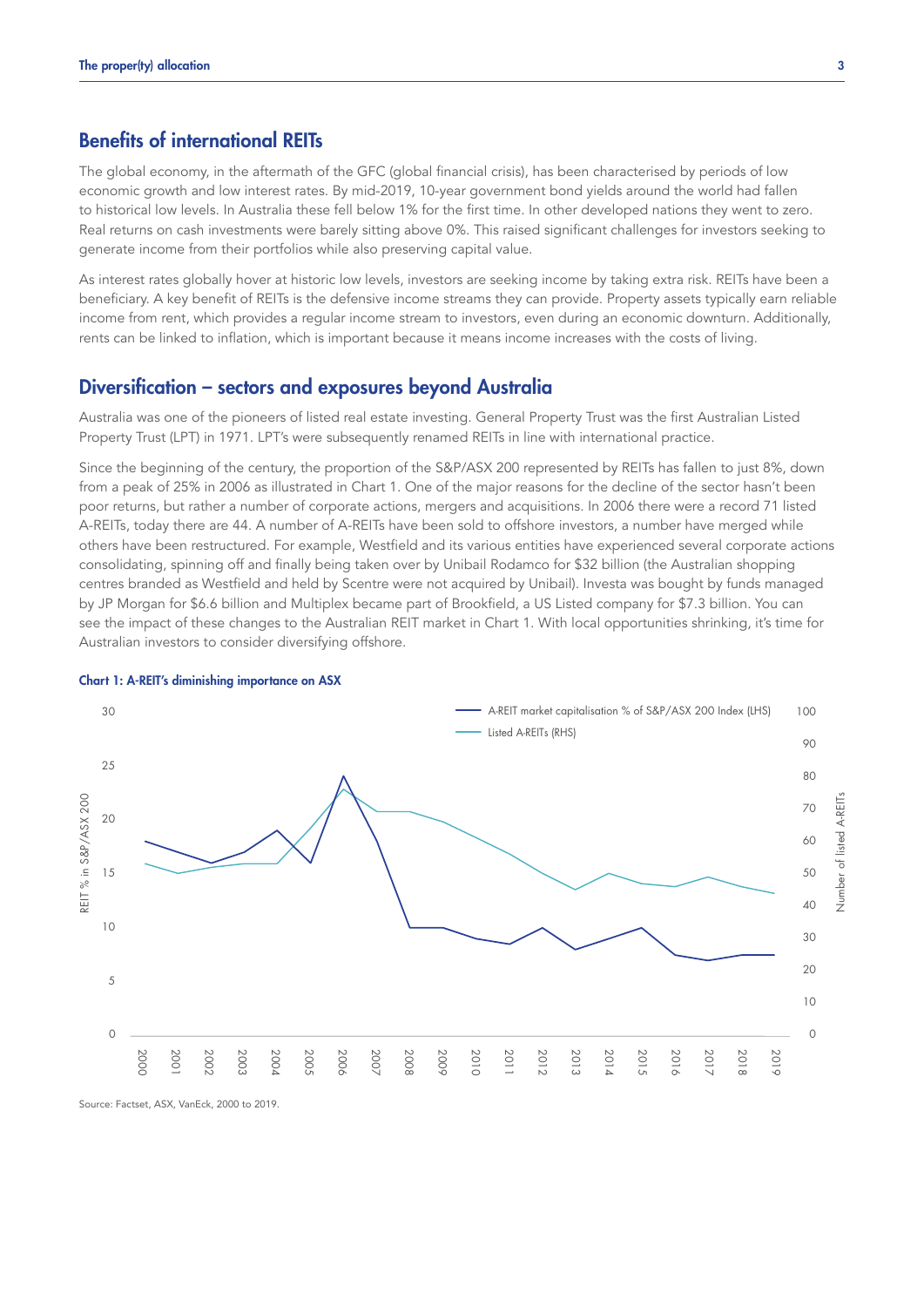## Benefits of international REITs

The global economy, in the aftermath of the GFC (global financial crisis), has been characterised by periods of low economic growth and low interest rates. By mid-2019, 10-year government bond yields around the world had fallen to historical low levels. In Australia these fell below 1% for the first time. In other developed nations they went to zero. Real returns on cash investments were barely sitting above 0%. This raised significant challenges for investors seeking to generate income from their portfolios while also preserving capital value.

As interest rates globally hover at historic low levels, investors are seeking income by taking extra risk. REITs have been a beneficiary. A key benefit of REITs is the defensive income streams they can provide. Property assets typically earn reliable income from rent, which provides a regular income stream to investors, even during an economic downturn. Additionally, rents can be linked to inflation, which is important because it means income increases with the costs of living.

## Diversification – sectors and exposures beyond Australia

Australia was one of the pioneers of listed real estate investing. General Property Trust was the first Australian Listed Property Trust (LPT) in 1971. LPT's were subsequently renamed REITs in line with international practice.

Since the beginning of the century, the proportion of the S&P/ASX 200 represented by REITs has fallen to just 8%, down from a peak of 25% in 2006 as illustrated in Chart 1. One of the major reasons for the decline of the sector hasn't been poor returns, but rather a number of corporate actions, mergers and acquisitions. In 2006 there were a record 71 listed A-REITs, today there are 44. A number of A-REITs have been sold to offshore investors, a number have merged while others have been restructured. For example, Westfield and its various entities have experienced several corporate actions consolidating, spinning off and finally being taken over by Unibail Rodamco for $32 billion (the Australian shopping centres branded as Westfield and held by Scentre were not acquired by Unibail). Investa was bought by funds managed by JP Morgan for $6.6 billion and Multiplex became part of Brookfield, a US Listed company for $7.3 billion. You can see the impact of these changes to the Australian REIT market in Chart 1. With local opportunities shrinking, it's time for Australian investors to consider diversifying offshore.

**Chart 1: A-REIT's diminishing importance on ASX**

Source: Factset, ASX, VanEck, 2000 to 2019.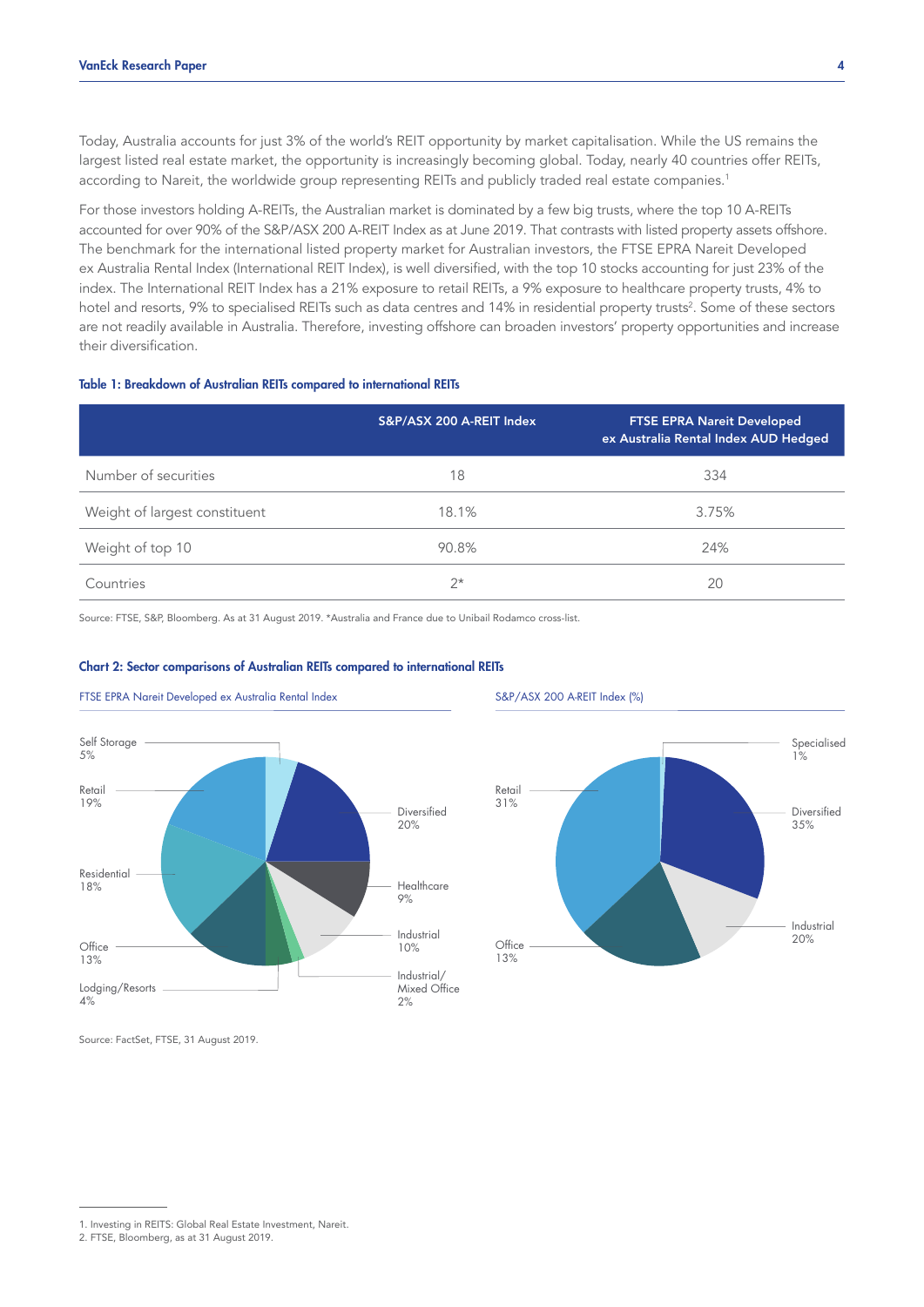Today, Australia accounts for just 3% of the world's REIT opportunity by market capitalisation. While the US remains the largest listed real estate market, the opportunity is increasingly becoming global. Today, nearly 40 countries offer REITs, according to Nareit, the worldwide group representing REITs and publicly traded real estate companies.[1]

For those investors holding A-REITs, the Australian market is dominated by a few big trusts, where the top 10 A-REITs accounted for over 90% of the S&P/ASX 200 A-REIT Index as at June 2019. That contrasts with listed property assets offshore. The benchmark for the international listed property market for Australian investors, the FTSE EPRA Nareit Developed ex Australia Rental Index (International REIT Index), is well diversified, with the top 10 stocks accounting for just 23% of the index. The International REIT Index has a 21% exposure to retail REITs, a 9% exposure to healthcare property trusts, 4% to hotel and resorts, 9% to specialised REITs such as data centres and 14% in residential property trusts[2]. Some of these sectors are not readily available in Australia. Therefore, investing offshore can broaden investors' property opportunities and increase their diversification.

**Table 1: Breakdown of Australian REITs compared to international REITs**

| | S&P/ASX 200 A-REIT Index | FTSE EPRA Nareit Developed ex Australia Rental Index AUD Hedged |
|---|---|---|
| Number of securities | 18 | 334 |
| Weight of largest constituent | 18.1% | 3.75% |
| Weight of top 10 | 90.8% | 24% |
| Countries | 2* | 20 |

Source: FTSE, S&P, Bloomberg. As at 31 August 2019. *Australia and France due to Unibail Rodamco cross-list.

**Chart 2: Sector comparisons of Australian REITs compared to international REITs**

FTSE EPRA Nareit Developed ex Australia Rental Index

| Sector | Weight |
|---|---|
| Self Storage | 5% |
| Diversified | 20% |
| Healthcare | 9% |
| Industrial | 10% |
| Industrial/Mixed Office | 2% |
| Lodging/Resorts | 4% |
| Office | 13% |
| Residential | 18% |
| Retail | 19% |

S&P/ASX 200 A-REIT Index (%)

| Sector | Weight |
|---|---|
| Specialised | 1% |
| Diversified | 35% |
| Industrial | 20% |
| Office | 13% |
| Retail | 31% |

Source: FactSet, FTSE, 31 August 2019.

1. Investing in REITS: Global Real Estate Investment, Nareit.
2. FTSE, Bloomberg, as at 31 August 2019.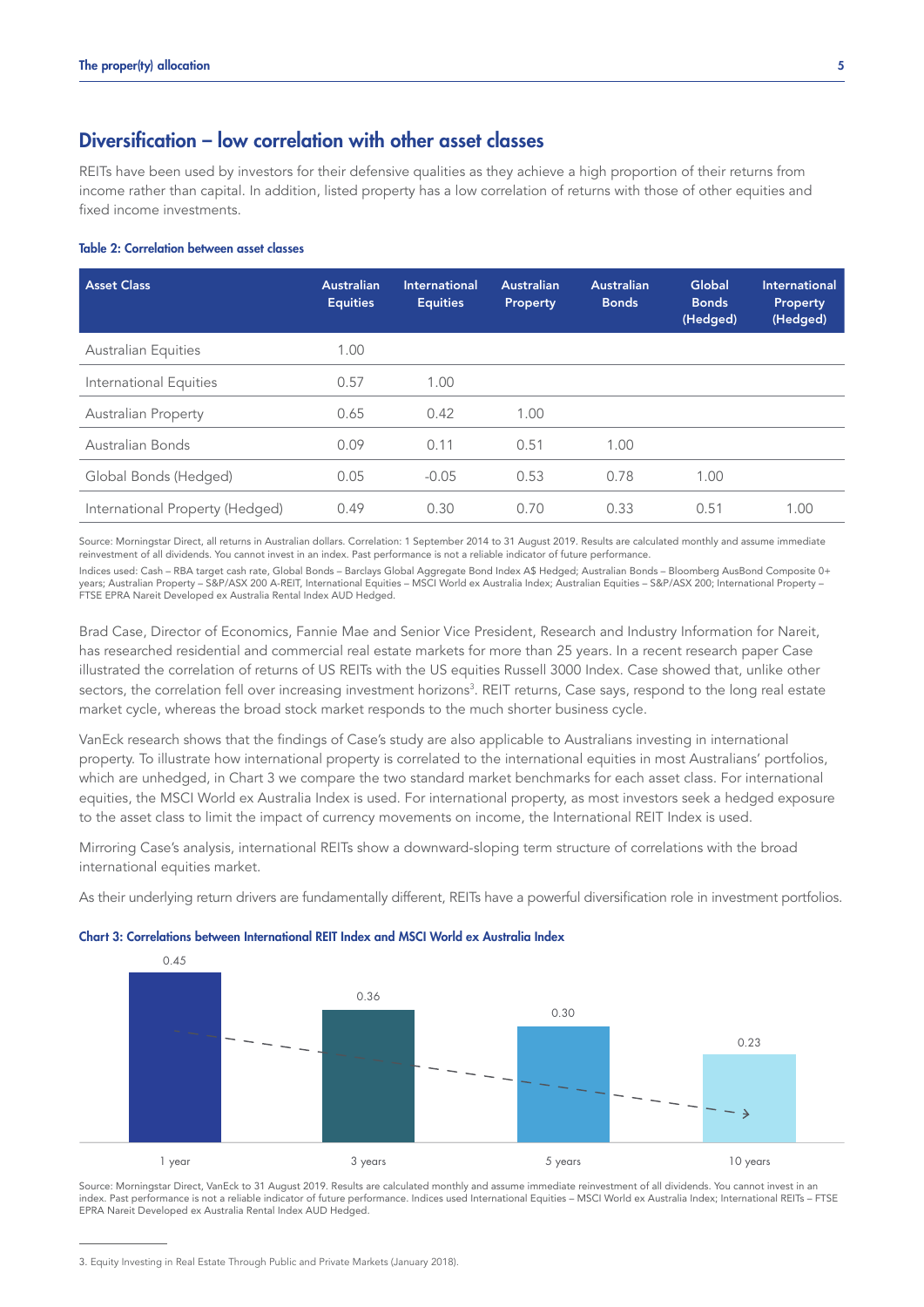## Diversification – low correlation with other asset classes

REITs have been used by investors for their defensive qualities as they achieve a high proportion of their returns from income rather than capital. In addition, listed property has a low correlation of returns with those of other equities and fixed income investments.

**Table 2: Correlation between asset classes**

| Asset Class | Australian Equities | International Equities | Australian Property | Australian Bonds | Global Bonds (Hedged) | International Property (Hedged) |
|---|---|---|---|---|---|---|
| Australian Equities | 1.00 | | | | | |
| International Equities | 0.57 | 1.00 | | | | |
| Australian Property | 0.65 | 0.42 | 1.00 | | | |
| Australian Bonds | 0.09 | 0.11 | 0.51 | 1.00 | | |
| Global Bonds (Hedged) | 0.05 | -0.05 | 0.53 | 0.78 | 1.00 | |
| International Property (Hedged) | 0.49 | 0.30 | 0.70 | 0.33 | 0.51 | 1.00 |

Source: Morningstar Direct, all returns in Australian dollars. Correlation: 1 September 2014 to 31 August 2019. Results are calculated monthly and assume immediate reinvestment of all dividends. You cannot invest in an index. Past performance is not a reliable indicator of future performance.

Indices used: Cash – RBA target cash rate, Global Bonds – Barclays Global Aggregate Bond Index A$ Hedged; Australian Bonds – Bloomberg AusBond Composite 0+ years; Australian Property – S&P/ASX 200 A-REIT, International Equities – MSCI World ex Australia Index; Australian Equities – S&P/ASX 200; International Property – FTSE EPRA Nareit Developed ex Australia Rental Index AUD Hedged.

Brad Case, Director of Economics, Fannie Mae and Senior Vice President, Research and Industry Information for Nareit, has researched residential and commercial real estate markets for more than 25 years. In a recent research paper Case illustrated the correlation of returns of US REITs with the US equities Russell 3000 Index. Case showed that, unlike other sectors, the correlation fell over increasing investment horizons[3]. REIT returns, Case says, respond to the long real estate market cycle, whereas the broad stock market responds to the much shorter business cycle.

VanEck research shows that the findings of Case's study are also applicable to Australians investing in international property. To illustrate how international property is correlated to the international equities in most Australians' portfolios, which are unhedged, in Chart 3 we compare the two standard market benchmarks for each asset class. For international equities, the MSCI World ex Australia Index is used. For international property, as most investors seek a hedged exposure to the asset class to limit the impact of currency movements on income, the International REIT Index is used.

Mirroring Case's analysis, international REITs show a downward-sloping term structure of correlations with the broad international equities market.

As their underlying return drivers are fundamentally different, REITs have a powerful diversification role in investment portfolios.

**Chart 3: Correlations between International REIT Index and MSCI World ex Australia Index**

| Period | Correlation |
|---|---|
| 1 year | 0.45 |
| 3 years | 0.36 |
| 5 years | 0.30 |
| 10 years | 0.23 |

Source: Morningstar Direct, VanEck to 31 August 2019. Results are calculated monthly and assume immediate reinvestment of all dividends. You cannot invest in an index. Past performance is not a reliable indicator of future performance. Indices used International Equities – MSCI World ex Australia Index; International REITs – FTSE EPRA Nareit Developed ex Australia Rental Index AUD Hedged.

---

3. Equity Investing in Real Estate Through Public and Private Markets (January 2018).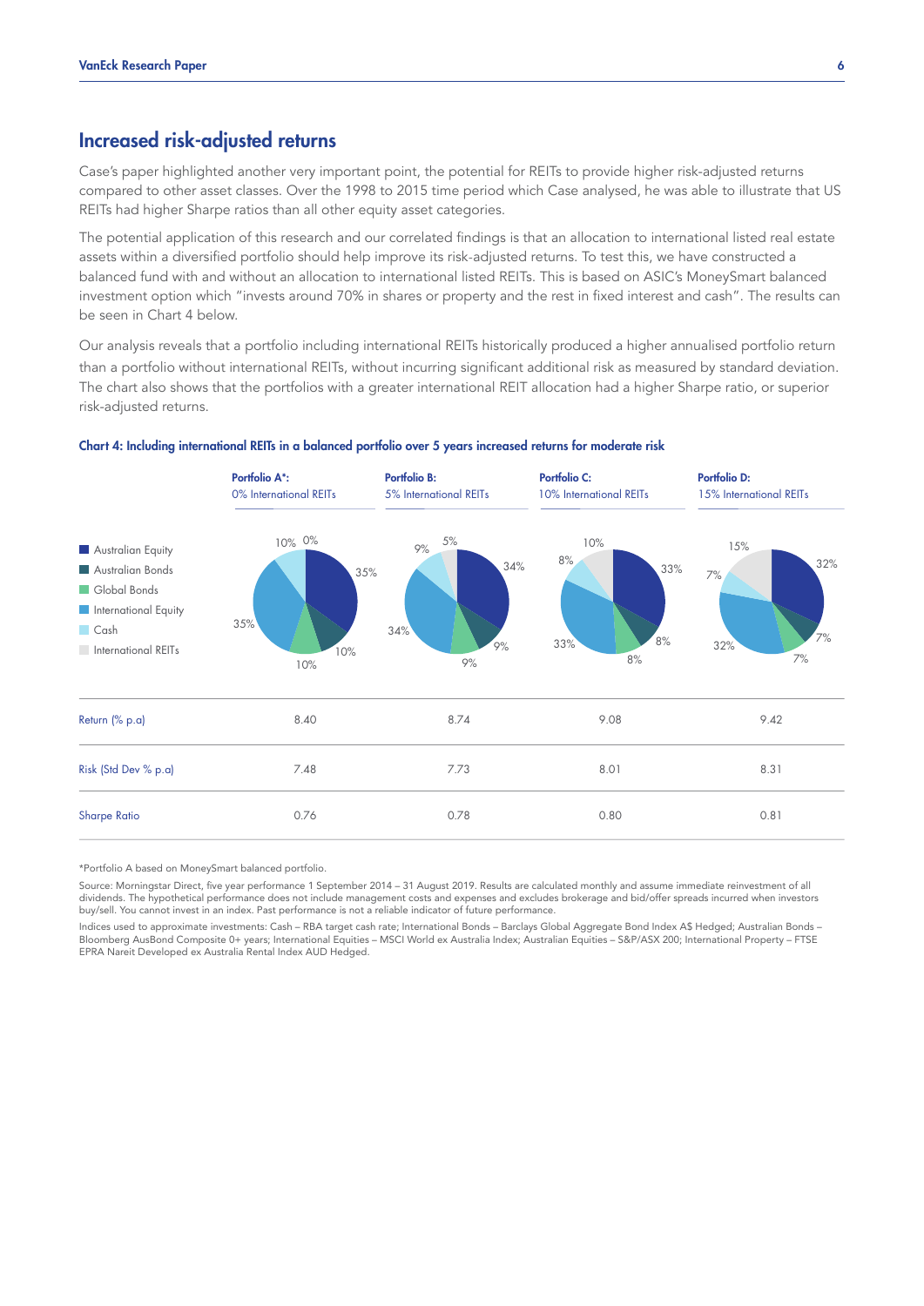## Increased risk-adjusted returns

Case's paper highlighted another very important point, the potential for REITs to provide higher risk-adjusted returns compared to other asset classes. Over the 1998 to 2015 time period which Case analysed, he was able to illustrate that US REITs had higher Sharpe ratios than all other equity asset categories.

The potential application of this research and our correlated findings is that an allocation to international listed real estate assets within a diversified portfolio should help improve its risk-adjusted returns. To test this, we have constructed a balanced fund with and without an allocation to international listed REITs. This is based on ASIC's MoneySmart balanced investment option which "invests around 70% in shares or property and the rest in fixed interest and cash". The results can be seen in Chart 4 below.

Our analysis reveals that a portfolio including international REITs historically produced a higher annualised portfolio return than a portfolio without international REITs, without incurring significant additional risk as measured by standard deviation. The chart also shows that the portfolios with a greater international REIT allocation had a higher Sharpe ratio, or superior risk-adjusted returns.

**Chart 4: Including international REITs in a balanced portfolio over 5 years increased returns for moderate risk**

| | Portfolio A*: 0% International REITs | Portfolio B: 5% International REITs | Portfolio C: 10% International REITs | Portfolio D: 15% International REITs |
|---|---|---|---|---|
| Australian Equity | 35% | 34% | 33% | 32% |
| Australian Bonds | 10% | 9% | 8% | 7% |
| Global Bonds | 10% | 9% | 8% | 7% |
| International Equity | 35% | 34% | 33% | 32% |
| Cash | 10% | 9% | 8% | 7% |
| International REITs | 0% | 5% | 10% | 15% |
| Return (% p.a) | 8.40 | 8.74 | 9.08 | 9.42 |
| Risk (Std Dev % p.a) | 7.48 | 7.73 | 8.01 | 8.31 |
| Sharpe Ratio | 0.76 | 0.78 | 0.80 | 0.81 |

*Portfolio A based on MoneySmart balanced portfolio.

Source: Morningstar Direct, five year performance 1 September 2014 – 31 August 2019. Results are calculated monthly and assume immediate reinvestment of all dividends. The hypothetical performance does not include management costs and expenses and excludes brokerage and bid/offer spreads incurred when investors buy/sell. You cannot invest in an index. Past performance is not a reliable indicator of future performance.

Indices used to approximate investments: Cash – RBA target cash rate; International Bonds – Barclays Global Aggregate Bond Index A$ Hedged; Australian Bonds – Bloomberg AusBond Composite 0+ years; International Equities – MSCI World ex Australia Index; Australian Equities – S&P/ASX 200; International Property – FTSE EPRA Nareit Developed ex Australia Rental Index AUD Hedged.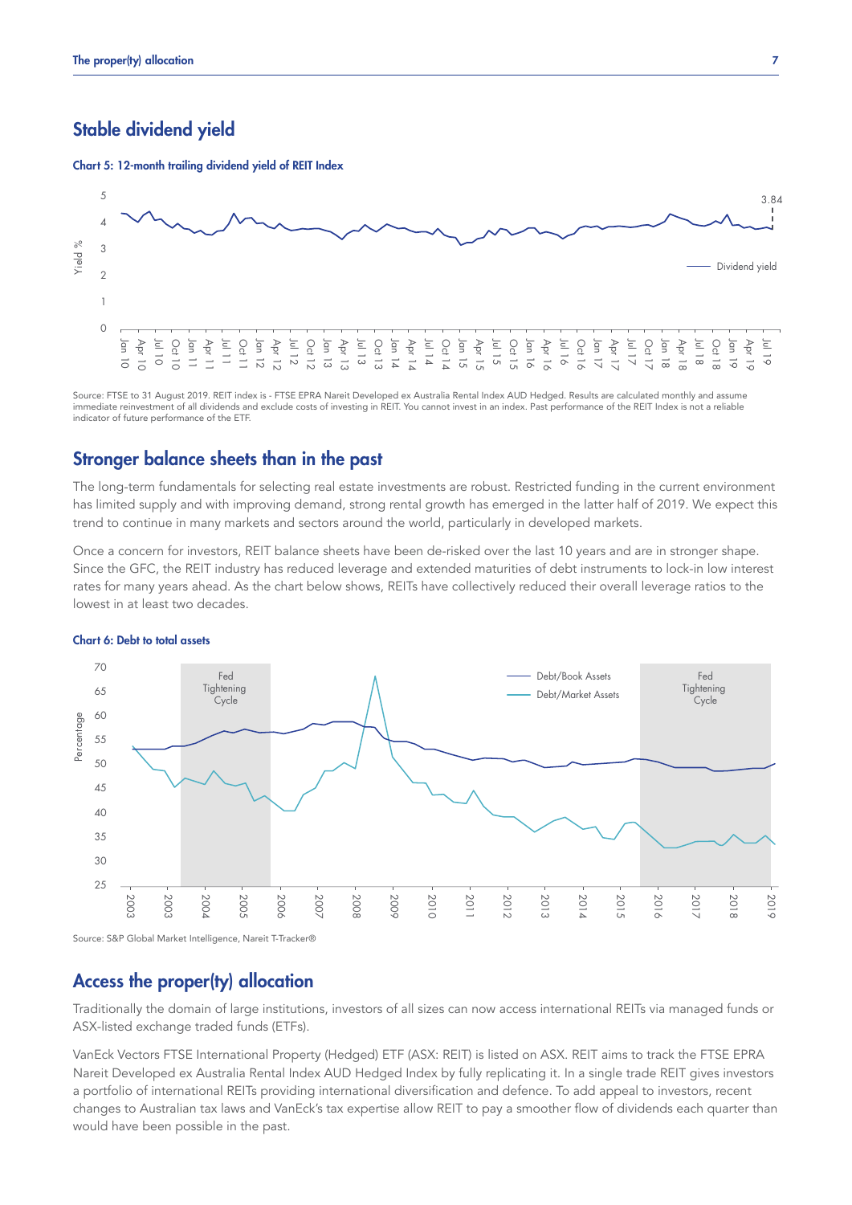## Stable dividend yield

**Chart 5: 12-month trailing dividend yield of REIT Index**

Source: FTSE to 31 August 2019. REIT index is - FTSE EPRA Nareit Developed ex Australia Rental Index AUD Hedged. Results are calculated monthly and assume immediate reinvestment of all dividends and exclude costs of investing in REIT. You cannot invest in an index. Past performance of the REIT Index is not a reliable indicator of future performance of the ETF.

## Stronger balance sheets than in the past

The long-term fundamentals for selecting real estate investments are robust. Restricted funding in the current environment has limited supply and with improving demand, strong rental growth has emerged in the latter half of 2019. We expect this trend to continue in many markets and sectors around the world, particularly in developed markets.

Once a concern for investors, REIT balance sheets have been de-risked over the last 10 years and are in stronger shape. Since the GFC, the REIT industry has reduced leverage and extended maturities of debt instruments to lock-in low interest rates for many years ahead. As the chart below shows, REITs have collectively reduced their overall leverage ratios to the lowest in at least two decades.

**Chart 6: Debt to total assets**

Source: S&P Global Market Intelligence, Nareit T-Tracker®

## Access the proper(ty) allocation

Traditionally the domain of large institutions, investors of all sizes can now access international REITs via managed funds or ASX-listed exchange traded funds (ETFs).

VanEck Vectors FTSE International Property (Hedged) ETF (ASX: REIT) is listed on ASX. REIT aims to track the FTSE EPRA Nareit Developed ex Australia Rental Index AUD Hedged Index by fully replicating it. In a single trade REIT gives investors a portfolio of international REITs providing international diversification and defence. To add appeal to investors, recent changes to Australian tax laws and VanEck's tax expertise allow REIT to pay a smoother flow of dividends each quarter than would have been possible in the past.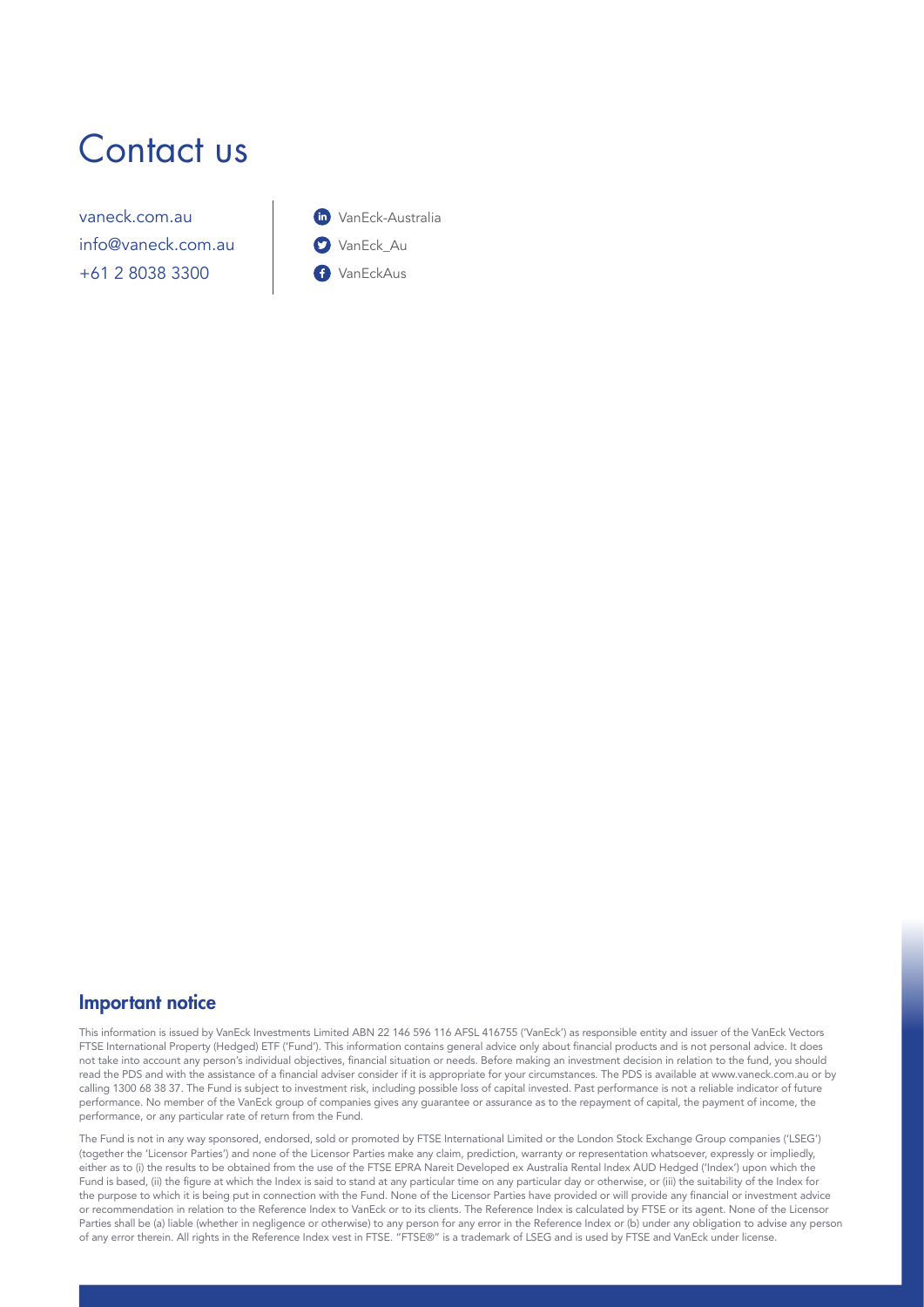# Contact us

vaneck.com.au
info@vaneck.com.au
+61 2 8038 3300

VanEck-Australia
VanEck_Au
VanEckAus

## Important notice

This information is issued by VanEck Investments Limited ABN 22 146 596 116 AFSL 416755 ('VanEck') as responsible entity and issuer of the VanEck Vectors FTSE International Property (Hedged) ETF ('Fund'). This information contains general advice only about financial products and is not personal advice. It does not take into account any person's individual objectives, financial situation or needs. Before making an investment decision in relation to the fund, you should read the PDS and with the assistance of a financial adviser consider if it is appropriate for your circumstances. The PDS is available at www.vaneck.com.au or by calling 1300 68 38 37. The Fund is subject to investment risk, including possible loss of capital invested. Past performance is not a reliable indicator of future performance. No member of the VanEck group of companies gives any guarantee or assurance as to the repayment of capital, the payment of income, the performance, or any particular rate of return from the Fund.

The Fund is not in any way sponsored, endorsed, sold or promoted by FTSE International Limited or the London Stock Exchange Group companies ('LSEG') (together the 'Licensor Parties') and none of the Licensor Parties make any claim, prediction, warranty or representation whatsoever, expressly or impliedly, either as to (i) the results to be obtained from the use of the FTSE EPRA Nareit Developed ex Australia Rental Index AUD Hedged ('Index') upon which the Fund is based, (ii) the figure at which the Index is said to stand at any particular time on any particular day or otherwise, or (iii) the suitability of the Index for the purpose to which it is being put in connection with the Fund. None of the Licensor Parties have provided or will provide any financial or investment advice or recommendation in relation to the Reference Index to VanEck or to its clients. The Reference Index is calculated by FTSE or its agent. None of the Licensor Parties shall be (a) liable (whether in negligence or otherwise) to any person for any error in the Reference Index or (b) under any obligation to advise any person of any error therein. All rights in the Reference Index vest in FTSE. "FTSE®" is a trademark of LSEG and is used by FTSE and VanEck under license.